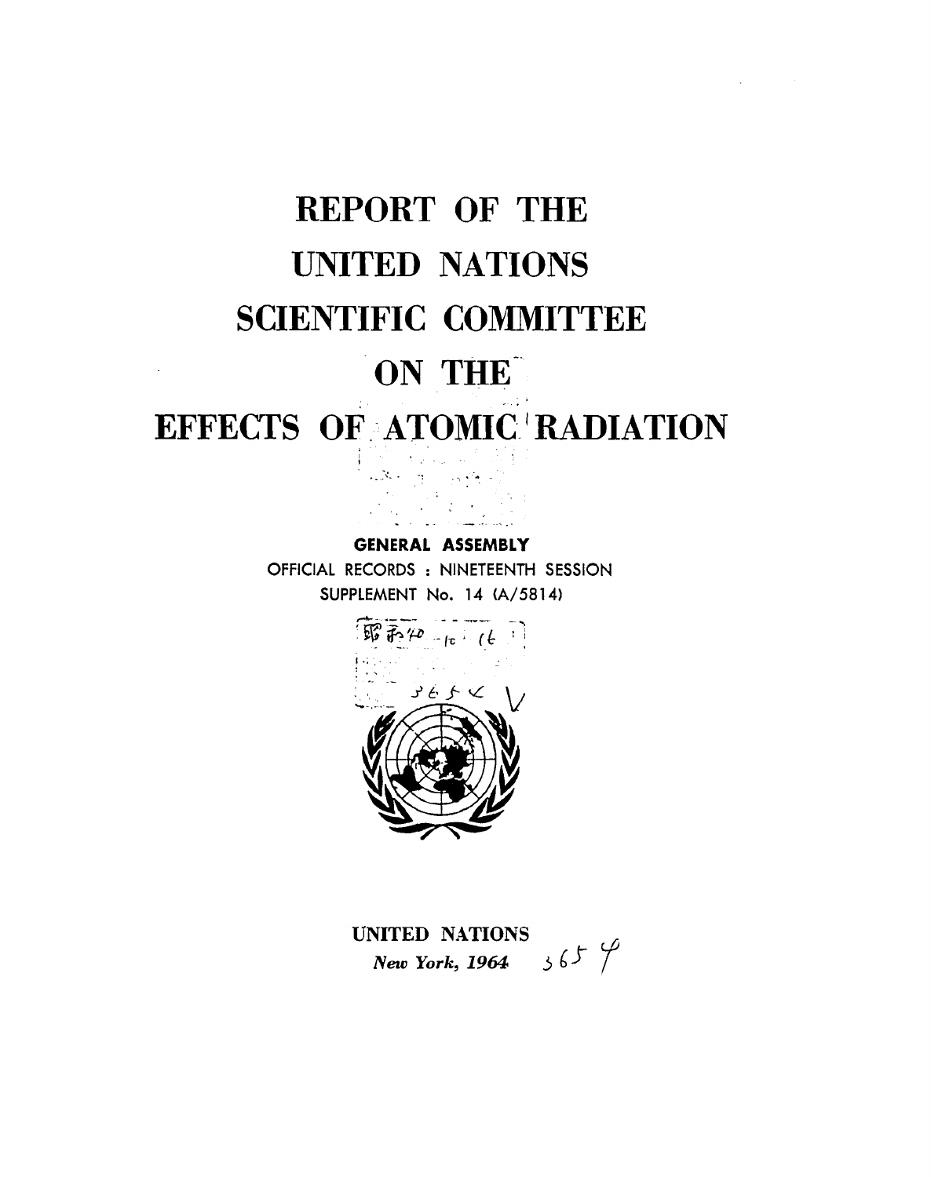# REPORT OF THE UNITED NATIONS SCIENTIFIC COMMITTEE ON THE EFFECTS OF ATOMIC RADIATION

**GENERAL ASSEMBLY**

OFFICIAL RECORDS : NINETEENTH SESSION

SUPPLEMENT No. 14 (A/5814)

UNITED NATIONS

*New York, 1964*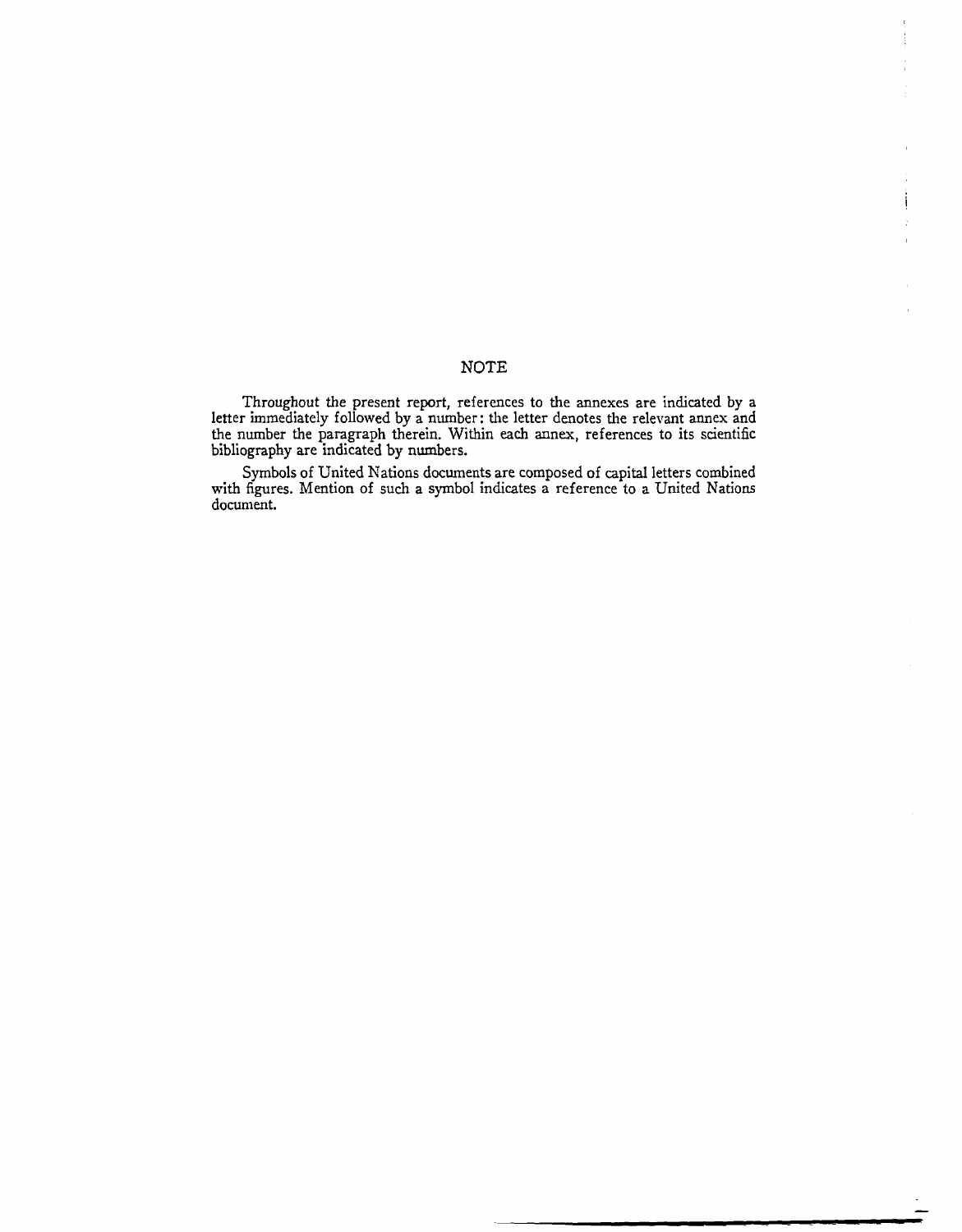## NOTE

Throughout the present report, references to the annexes are indicated by a letter immediately followed by a number: the letter denotes the relevant annex and the number the paragraph therein. Within each annex, references to its scientific bibliography are indicated by numbers.

Symbols of United Nations documents are composed of capital letters combined with figures. Mention of such a symbol indicates a reference to a United Nations document.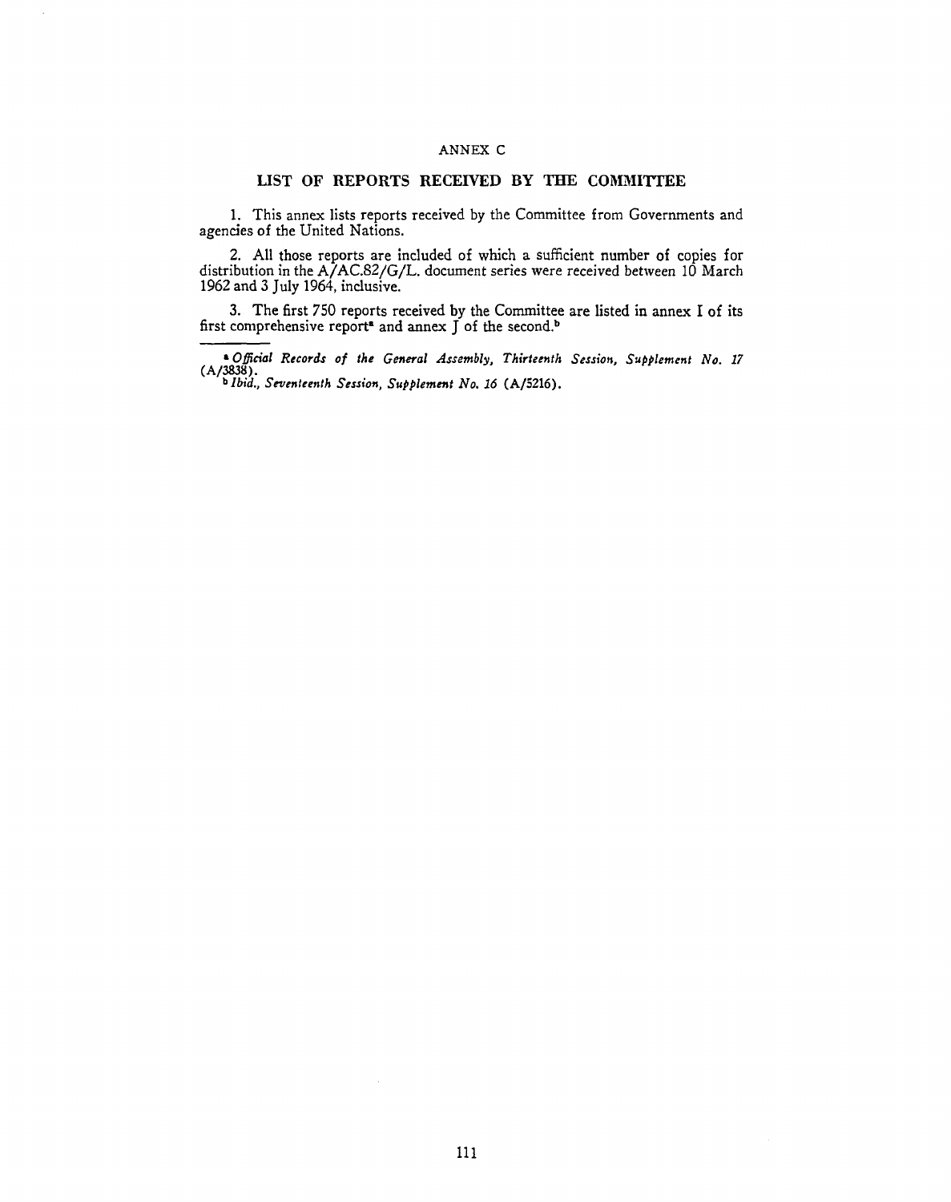ANNEX C

## LIST OF REPORTS RECEIVED BY THE COMMITTEE

1. This annex lists reports received by the Committee from Governments and agencies of the United Nations.

2. All those reports are included of which a sufficient number of copies for distribution in the A/AC.82/G/L. document series were received between 10 March 1962 and 3 July 1964, inclusive.

3. The first 750 reports received by the Committee are listed in annex I of its first comprehensive report[a] and annex J of the second.[b]

---

[a] *Official Records of the General Assembly, Thirteenth Session, Supplement No. 17* (A/3838).

[b] *Ibid., Seventeenth Session, Supplement No. 16* (A/5216).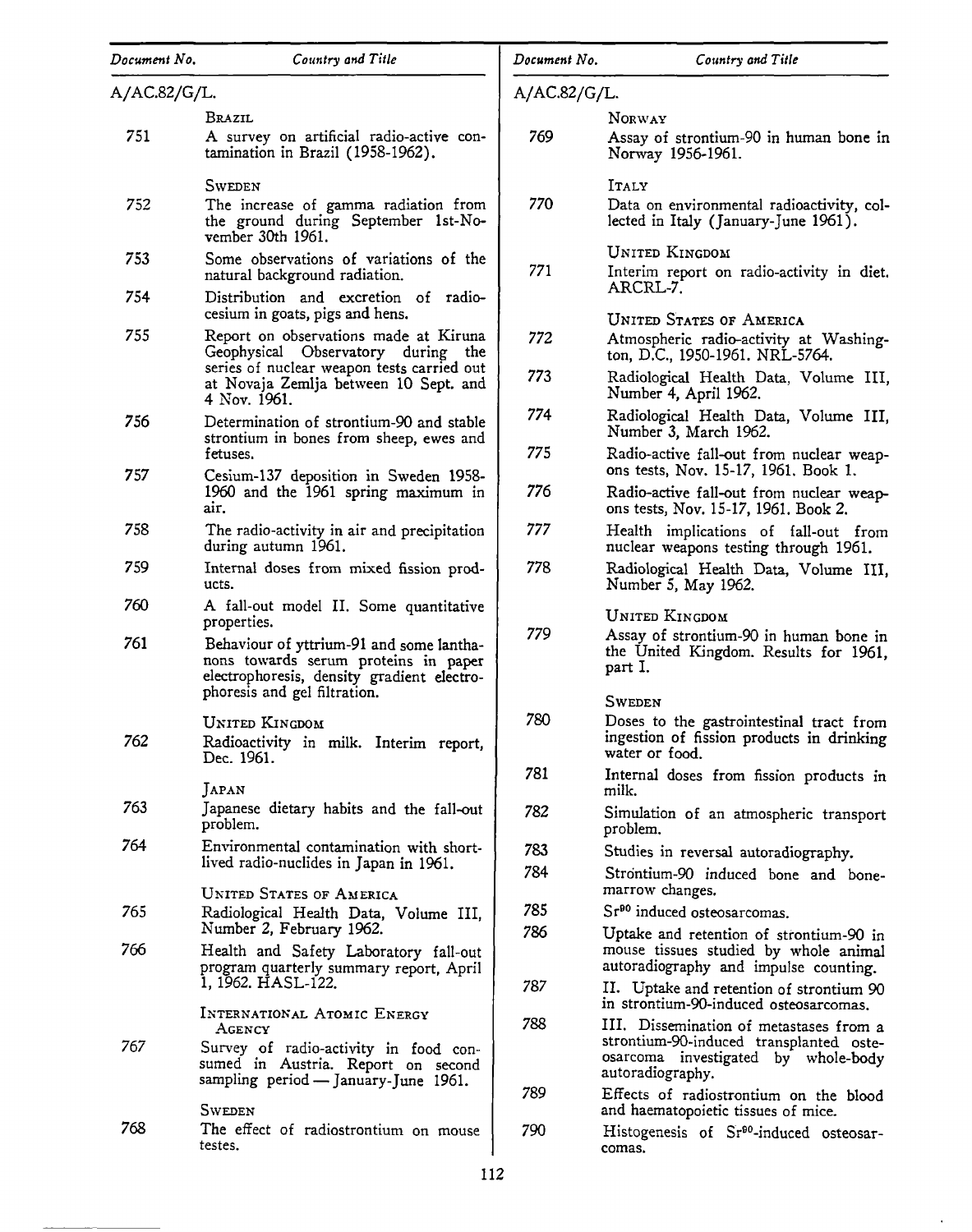| Document No. | Country and Title |
|---|---|
| A/AC.82/G/L. | |
| | BRAZIL |
| 751 | A survey on artificial radio-active contamination in Brazil (1958-1962). |
| | SWEDEN |
| 752 | The increase of gamma radiation from the ground during September 1st-November 30th 1961. |
| 753 | Some observations of variations of the natural background radiation. |
| 754 | Distribution and excretion of radio-cesium in goats, pigs and hens. |
| 755 | Report on observations made at Kiruna Geophysical Observatory during the series of nuclear weapon tests carried out at Novaja Zemlja between 10 Sept. and 4 Nov. 1961. |
| 756 | Determination of strontium-90 and stable strontium in bones from sheep, ewes and fetuses. |
| 757 | Cesium-137 deposition in Sweden 1958-1960 and the 1961 spring maximum in air. |
| 758 | The radio-activity in air and precipitation during autumn 1961. |
| 759 | Internal doses from mixed fission products. |
| 760 | A fall-out model II. Some quantitative properties. |
| 761 | Behaviour of yttrium-91 and some lanthanons towards serum proteins in paper electrophoresis, density gradient electrophoresis and gel filtration. |
| | UNITED KINGDOM |
| 762 | Radioactivity in milk. Interim report, Dec. 1961. |
| | JAPAN |
| 763 | Japanese dietary habits and the fall-out problem. |
| 764 | Environmental contamination with short-lived radio-nuclides in Japan in 1961. |
| | UNITED STATES OF AMERICA |
| 765 | Radiological Health Data, Volume III, Number 2, February 1962. |
| 766 | Health and Safety Laboratory fall-out program quarterly summary report, April 1, 1962. HASL-122. |
| | INTERNATIONAL ATOMIC ENERGY AGENCY |
| 767 | Survey of radio-activity in food consumed in Austria. Report on second sampling period — January-June 1961. |
| | SWEDEN |
| 768 | The effect of radiostrontium on mouse testes. |
| | NORWAY |
| 769 | Assay of strontium-90 in human bone in Norway 1956-1961. |
| | ITALY |
| 770 | Data on environmental radioactivity, collected in Italy (January-June 1961). |
| | UNITED KINGDOM |
| 771 | Interim report on radio-activity in diet. ARCRL-7. |
| | UNITED STATES OF AMERICA |
| 772 | Atmospheric radio-activity at Washington, D.C., 1950-1961. NRL-5764. |
| 773 | Radiological Health Data, Volume III, Number 4, April 1962. |
| 774 | Radiological Health Data, Volume III, Number 3, March 1962. |
| 775 | Radio-active fall-out from nuclear weapons tests, Nov. 15-17, 1961. Book 1. |
| 776 | Radio-active fall-out from nuclear weapons tests, Nov. 15-17, 1961. Book 2. |
| 777 | Health implications of fall-out from nuclear weapons testing through 1961. |
| 778 | Radiological Health Data, Volume III, Number 5, May 1962. |
| | UNITED KINGDOM |
| 779 | Assay of strontium-90 in human bone in the United Kingdom. Results for 1961, part I. |
| | SWEDEN |
| 780 | Doses to the gastrointestinal tract from ingestion of fission products in drinking water or food. |
| 781 | Internal doses from fission products in milk. |
| 782 | Simulation of an atmospheric transport problem. |
| 783 | Studies in reversal autoradiography. |
| 784 | Strontium-90 induced bone and bone-marrow changes. |
| 785 | $Sr^{90}$ induced osteosarcomas. |
| 786 | Uptake and retention of strontium-90 in mouse tissues studied by whole animal autoradiography and impulse counting. |
| 787 | II. Uptake and retention of strontium 90 in strontium-90-induced osteosarcomas. |
| 788 | III. Dissemination of metastases from a strontium-90-induced transplanted osteosarcoma investigated by whole-body autoradiography. |
| 789 | Effects of radiostrontium on the blood and haematopoietic tissues of mice. |
| 790 | Histogenesis of $Sr^{90}$-induced osteosarcomas. |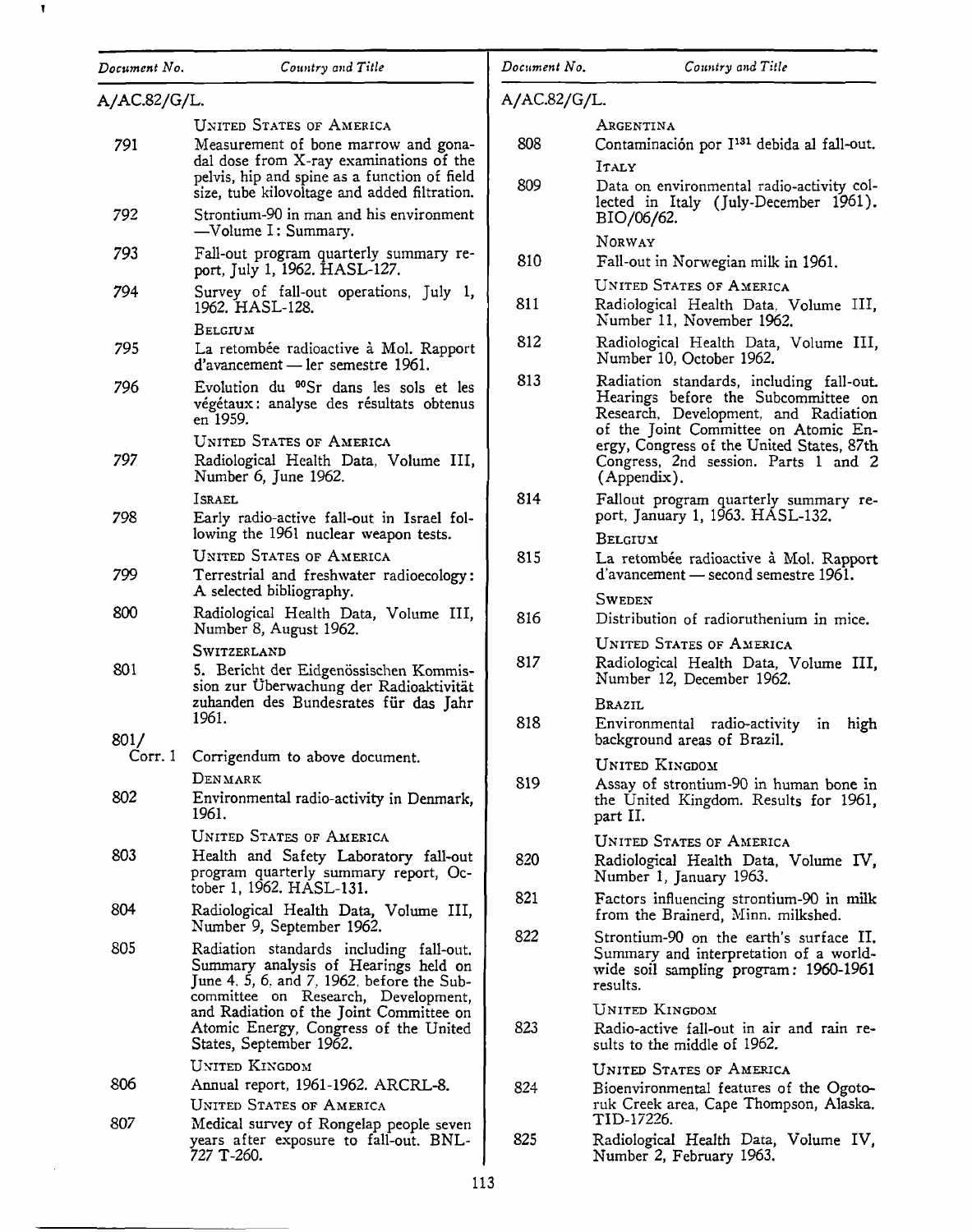| Document No. | Country and Title |
|---|---|
| A/AC.82/G/L. | |
| | UNITED STATES OF AMERICA |
| 791 | Measurement of bone marrow and gonadal dose from X-ray examinations of the pelvis, hip and spine as a function of field size, tube kilovoltage and added filtration. |
| 792 | Strontium-90 in man and his environment —Volume I: Summary. |
| 793 | Fall-out program quarterly summary report, July 1, 1962. HASL-127. |
| 794 | Survey of fall-out operations, July 1, 1962. HASL-128. |
| | BELGIUM |
| 795 | La retombée radioactive à Mol. Rapport d'avancement — 1er semestre 1961. |
| 796 | Evolution du $^{90}$Sr dans les sols et les végétaux: analyse des résultats obtenus en 1959. |
| | UNITED STATES OF AMERICA |
| 797 | Radiological Health Data, Volume III, Number 6, June 1962. |
| | ISRAEL |
| 798 | Early radio-active fall-out in Israel following the 1961 nuclear weapon tests. |
| | UNITED STATES OF AMERICA |
| 799 | Terrestrial and freshwater radioecology: A selected bibliography. |
| 800 | Radiological Health Data, Volume III, Number 8, August 1962. |
| | SWITZERLAND |
| 801 | 5. Bericht der Eidgenössischen Kommission zur Überwachung der Radioaktivität zuhanden des Bundesrates für das Jahr 1961. |
| 801/Corr. 1 | Corrigendum to above document. |
| | DENMARK |
| 802 | Environmental radio-activity in Denmark, 1961. |
| | UNITED STATES OF AMERICA |
| 803 | Health and Safety Laboratory fall-out program quarterly summary report, October 1, 1962. HASL-131. |
| 804 | Radiological Health Data, Volume III, Number 9, September 1962. |
| 805 | Radiation standards including fall-out. Summary analysis of Hearings held on June 4, 5, 6, and 7, 1962, before the Subcommittee on Research, Development, and Radiation of the Joint Committee on Atomic Energy, Congress of the United States, September 1962. |
| | UNITED KINGDOM |
| 806 | Annual report, 1961-1962. ARCRL-8. |
| | UNITED STATES OF AMERICA |
| 807 | Medical survey of Rongelap people seven years after exposure to fall-out. BNL-727 T-260. |
| | ARGENTINA |
| 808 | Contaminación por $I^{131}$ debida al fall-out. |
| | ITALY |
| 809 | Data on environmental radio-activity collected in Italy (July-December 1961). BIO/06/62. |
| | NORWAY |
| 810 | Fall-out in Norwegian milk in 1961. |
| | UNITED STATES OF AMERICA |
| 811 | Radiological Health Data, Volume III, Number 11, November 1962. |
| 812 | Radiological Health Data, Volume III, Number 10, October 1962. |
| 813 | Radiation standards, including fall-out. Hearings before the Subcommittee on Research, Development, and Radiation of the Joint Committee on Atomic Energy, Congress of the United States, 87th Congress, 2nd session. Parts 1 and 2 (Appendix). |
| 814 | Fallout program quarterly summary report, January 1, 1963. HASL-132. |
| | BELGIUM |
| 815 | La retombée radioactive à Mol. Rapport d'avancement — second semestre 1961. |
| | SWEDEN |
| 816 | Distribution of radioruthenium in mice. |
| | UNITED STATES OF AMERICA |
| 817 | Radiological Health Data, Volume III, Number 12, December 1962. |
| | BRAZIL |
| 818 | Environmental radio-activity in high background areas of Brazil. |
| | UNITED KINGDOM |
| 819 | Assay of strontium-90 in human bone in the United Kingdom. Results for 1961, part II. |
| | UNITED STATES OF AMERICA |
| 820 | Radiological Health Data, Volume IV, Number 1, January 1963. |
| 821 | Factors influencing strontium-90 in milk from the Brainerd, Minn. milkshed. |
| 822 | Strontium-90 on the earth's surface II. Summary and interpretation of a world-wide soil sampling program: 1960-1961 results. |
| | UNITED KINGDOM |
| 823 | Radio-active fall-out in air and rain results to the middle of 1962. |
| | UNITED STATES OF AMERICA |
| 824 | Bioenvironmental features of the Ogotoruk Creek area, Cape Thompson, Alaska. TID-17226. |
| 825 | Radiological Health Data, Volume IV, Number 2, February 1963. |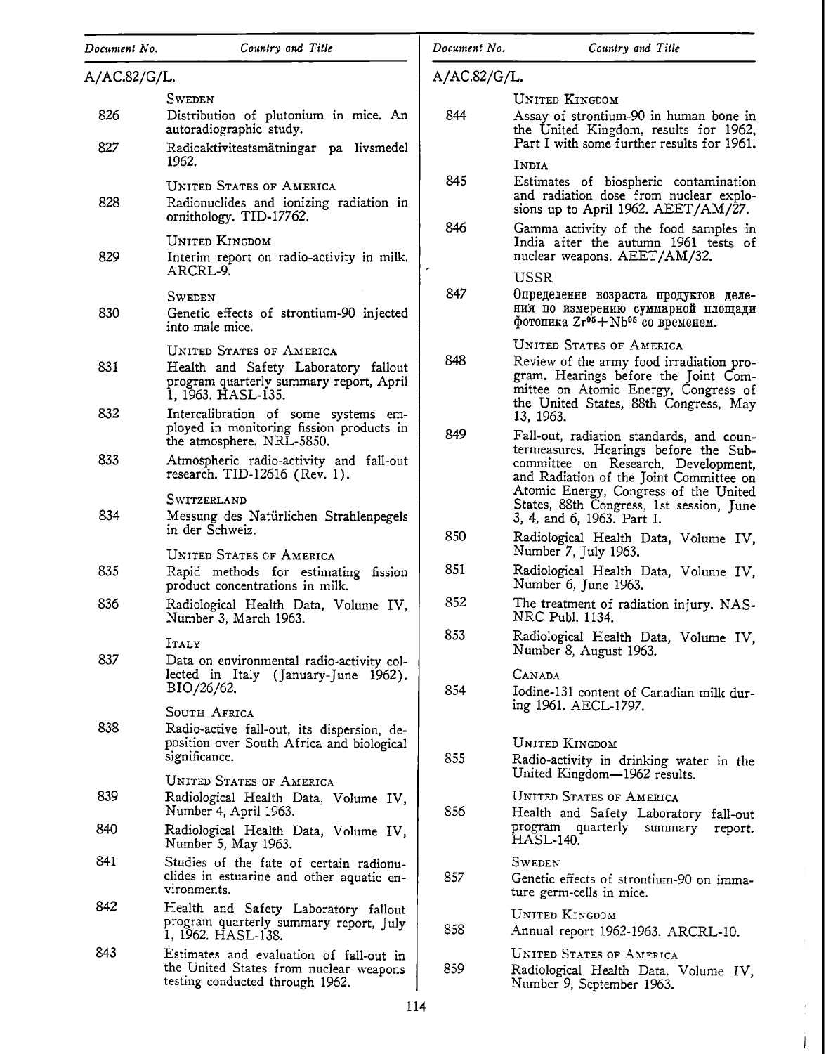| Document No. | Country and Title |
|---|---|
| A/AC.82/G/L. | |
| | SWEDEN |
| 826 | Distribution of plutonium in mice. An autoradiographic study. |
| 827 | Radioaktivitetsmätningar pa livsmedel 1962. |
| | UNITED STATES OF AMERICA |
| 828 | Radionuclides and ionizing radiation in ornithology. TID-17762. |
| | UNITED KINGDOM |
| 829 | Interim report on radio-activity in milk. ARCRL-9. |
| | SWEDEN |
| 830 | Genetic effects of strontium-90 injected into male mice. |
| | UNITED STATES OF AMERICA |
| 831 | Health and Safety Laboratory fallout program quarterly summary report, April 1, 1963. HASL-135. |
| 832 | Intercalibration of some systems employed in monitoring fission products in the atmosphere. NRL-5850. |
| 833 | Atmospheric radio-activity and fall-out research. TID-12616 (Rev. 1). |
| | SWITZERLAND |
| 834 | Messung des Natürlichen Strahlenpegels in der Schweiz. |
| | UNITED STATES OF AMERICA |
| 835 | Rapid methods for estimating fission product concentrations in milk. |
| 836 | Radiological Health Data, Volume IV, Number 3, March 1963. |
| | ITALY |
| 837 | Data on environmental radio-activity collected in Italy (January-June 1962). BIO/26/62. |
| | SOUTH AFRICA |
| 838 | Radio-active fall-out, its dispersion, deposition over South Africa and biological significance. |
| | UNITED STATES OF AMERICA |
| 839 | Radiological Health Data, Volume IV, Number 4, April 1963. |
| 840 | Radiological Health Data, Volume IV, Number 5, May 1963. |
| 841 | Studies of the fate of certain radionuclides in estuarine and other aquatic environments. |
| 842 | Health and Safety Laboratory fallout program quarterly summary report, July 1, 1962. HASL-138. |
| 843 | Estimates and evaluation of fall-out in the United States from nuclear weapons testing conducted through 1962. |

| Document No. | Country and Title |
|---|---|
| A/AC.82/G/L. | |
| | UNITED KINGDOM |
| 844 | Assay of strontium-90 in human bone in the United Kingdom, results for 1962, Part I with some further results for 1961. |
| | INDIA |
| 845 | Estimates of biospheric contamination and radiation dose from nuclear explosions up to April 1962. AEET/AM/27. |
| 846 | Gamma activity of the food samples in India after the autumn 1961 tests of nuclear weapons. AEET/AM/32. |
| | USSR |
| 847 | Определение возраста продуктов деления по измерению суммарной площади фотопика $Zr^{95} + Nb^{95}$ со временем. |
| | UNITED STATES OF AMERICA |
| 848 | Review of the army food irradiation program. Hearings before the Joint Committee on Atomic Energy, Congress of the United States, 88th Congress, May 13, 1963. |
| 849 | Fall-out, radiation standards, and countermeasures. Hearings before the Subcommittee on Research, Development, and Radiation of the Joint Committee on Atomic Energy, Congress of the United States, 88th Congress, 1st session, June 3, 4, and 6, 1963. Part I. |
| 850 | Radiological Health Data, Volume IV, Number 7, July 1963. |
| 851 | Radiological Health Data, Volume IV, Number 6, June 1963. |
| 852 | The treatment of radiation injury. NAS-NRC Publ. 1134. |
| 853 | Radiological Health Data, Volume IV, Number 8, August 1963. |
| | CANADA |
| 854 | Iodine-131 content of Canadian milk during 1961. AECL-1797. |
| | UNITED KINGDOM |
| 855 | Radio-activity in drinking water in the United Kingdom—1962 results. |
| | UNITED STATES OF AMERICA |
| 856 | Health and Safety Laboratory fall-out program quarterly summary report. HASL-140. |
| | SWEDEN |
| 857 | Genetic effects of strontium-90 on immature germ-cells in mice. |
| | UNITED KINGDOM |
| 858 | Annual report 1962-1963. ARCRL-10. |
| | UNITED STATES OF AMERICA |
| 859 | Radiological Health Data, Volume IV, Number 9, September 1963. |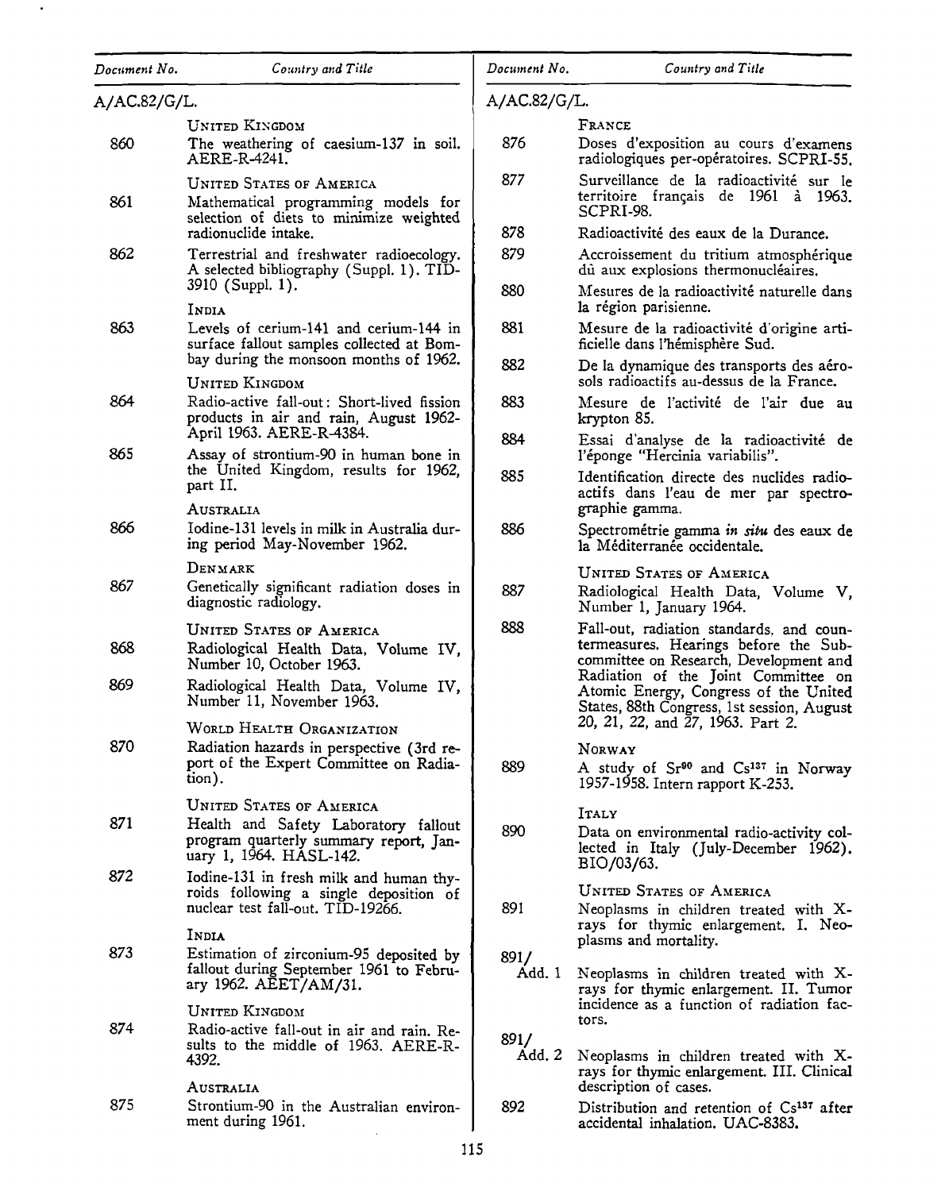| Document No. | Country and Title |
|---|---|
| A/AC.82/G/L. | |
| | UNITED KINGDOM |
| 860 | The weathering of caesium-137 in soil. AERE-R-4241. |
| | UNITED STATES OF AMERICA |
| 861 | Mathematical programming models for selection of diets to minimize weighted radionuclide intake. |
| 862 | Terrestrial and freshwater radioecology. A selected bibliography (Suppl. 1). TID-3910 (Suppl. 1). |
| | INDIA |
| 863 | Levels of cerium-141 and cerium-144 in surface fallout samples collected at Bombay during the monsoon months of 1962. |
| | UNITED KINGDOM |
| 864 | Radio-active fall-out: Short-lived fission products in air and rain, August 1962-April 1963. AERE-R-4384. |
| 865 | Assay of strontium-90 in human bone in the United Kingdom, results for 1962, part II. |
| | AUSTRALIA |
| 866 | Iodine-131 levels in milk in Australia during period May-November 1962. |
| | DENMARK |
| 867 | Genetically significant radiation doses in diagnostic radiology. |
| | UNITED STATES OF AMERICA |
| 868 | Radiological Health Data, Volume IV, Number 10, October 1963. |
| 869 | Radiological Health Data, Volume IV, Number 11, November 1963. |
| | WORLD HEALTH ORGANIZATION |
| 870 | Radiation hazards in perspective (3rd report of the Expert Committee on Radiation). |
| | UNITED STATES OF AMERICA |
| 871 | Health and Safety Laboratory fallout program quarterly summary report, January 1, 1964. HASL-142. |
| 872 | Iodine-131 in fresh milk and human thyroids following a single deposition of nuclear test fall-out. TID-19266. |
| | INDIA |
| 873 | Estimation of zirconium-95 deposited by fallout during September 1961 to February 1962. AEET/AM/31. |
| | UNITED KINGDOM |
| 874 | Radio-active fall-out in air and rain. Results to the middle of 1963. AERE-R-4392. |
| | AUSTRALIA |
| 875 | Strontium-90 in the Australian environment during 1961. |
| | FRANCE |
| 876 | Doses d'exposition au cours d'examens radiologiques per-opératoires. SCPRI-55. |
| 877 | Surveillance de la radioactivité sur le territoire français de 1961 à 1963. SCPRI-98. |
| 878 | Radioactivité des eaux de la Durance. |
| 879 | Accroissement du tritium atmosphérique dû aux explosions thermonucléaires. |
| 880 | Mesures de la radioactivité naturelle dans la région parisienne. |
| 881 | Mesure de la radioactivité d'origine artificielle dans l'hémisphère Sud. |
| 882 | De la dynamique des transports des aérosols radioactifs au-dessus de la France. |
| 883 | Mesure de l'activité de l'air due au krypton 85. |
| 884 | Essai d'analyse de la radioactivité de l'éponge "Hercinia variabilis". |
| 885 | Identification directe des nuclides radioactifs dans l'eau de mer par spectrographie gamma. |
| 886 | Spectrométrie gamma *in situ* des eaux de la Méditerranée occidentale. |
| | UNITED STATES OF AMERICA |
| 887 | Radiological Health Data, Volume V, Number 1, January 1964. |
| 888 | Fall-out, radiation standards, and countermeasures. Hearings before the Subcommittee on Research, Development and Radiation of the Joint Committee on Atomic Energy, Congress of the United States, 88th Congress, 1st session, August 20, 21, 22, and 27, 1963. Part 2. |
| | NORWAY |
| 889 | A study of $Sr^{90}$ and $Cs^{137}$ in Norway 1957-1958. Intern rapport K-253. |
| | ITALY |
| 890 | Data on environmental radio-activity collected in Italy (July-December 1962). BIO/03/63. |
| | UNITED STATES OF AMERICA |
| 891 | Neoplasms in children treated with X-rays for thymic enlargement. I. Neoplasms and mortality. |
| 891/Add. 1 | Neoplasms in children treated with X-rays for thymic enlargement. II. Tumor incidence as a function of radiation factors. |
| 891/Add. 2 | Neoplasms in children treated with X-rays for thymic enlargement. III. Clinical description of cases. |
| 892 | Distribution and retention of $Cs^{137}$ after accidental inhalation. UAC-8383. |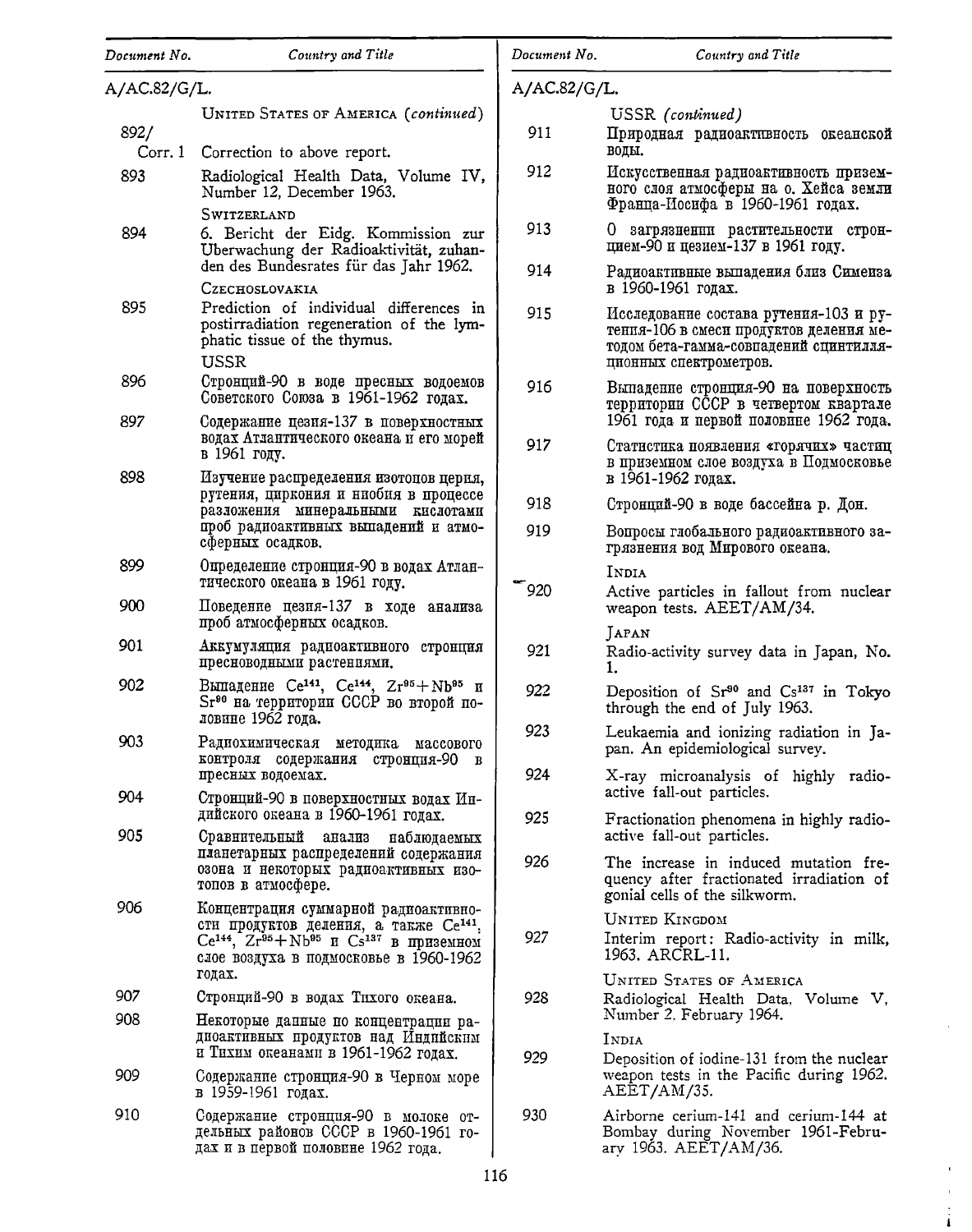| Document No. | Country and Title |
|---|---|
| A/AC.82/G/L. | |
| | UNITED STATES OF AMERICA *(continued)* |
| 892/ Corr. 1 | Correction to above report. |
| 893 | Radiological Health Data, Volume IV, Number 12, December 1963. |
| | SWITZERLAND |
| 894 | 6. Bericht der Eidg. Kommission zur Überwachung der Radioaktivität, zuhanden des Bundesrates für das Jahr 1962. |
| | CZECHOSLOVAKIA |
| 895 | Prediction of individual differences in postirradiation regeneration of the lymphatic tissue of the thymus. |
| | USSR |
| 896 | Стронций-90 в воде пресных водоемов Советского Союза в 1961-1962 годах. |
| 897 | Содержание цезия-137 в поверхностных водах Атлантического океана и его морей в 1961 году. |
| 898 | Изучение распределения изотопов церия, рутения, циркония и ниобия в процессе разложения минеральными кислотами проб радиоактивных выпадений и атмосферных осадков. |
| 899 | Определение стронция-90 в водах Атлантического океана в 1961 году. |
| 900 | Поведение цезия-137 в ходе анализа проб атмосферных осадков. |
| 901 | Аккумуляция радиоактивного стронция пресноводными растениями. |
| 902 | Выпадение $Ce^{141}$, $Ce^{144}$, $Zr^{95}+Nb^{95}$ и $Sr^{90}$ на территории СССР во второй половине 1962 года. |
| 903 | Радиохимическая методика массового контроля содержания стронция-90 в пресных водоемах. |
| 904 | Стронций-90 в поверхностных водах Индийского океана в 1960-1961 годах. |
| 905 | Сравнительный анализ наблюдаемых планетарных распределений содержания озона и некоторых радиоактивных изотопов в атмосфере. |
| 906 | Концентрация суммарной радиоактивности продуктов деления, а также $Ce^{141}$, $Ce^{144}$, $Zr^{95}+Nb^{95}$ и $Cs^{137}$ в приземном слое воздуха в подмосковье в 1960-1962 годах. |
| 907 | Стронций-90 в водах Тихого океана. |
| 908 | Некоторые данные по концентрации радиоактивных продуктов над Индийским и Тихим океанами в 1961-1962 годах. |
| 909 | Содержание стронция-90 в Черном море в 1959-1961 годах. |
| 910 | Содержание стронция-90 в молоке отдельных районов СССР в 1960-1961 годах и в первой половине 1962 года. |

| Document No. | Country and Title |
|---|---|
| A/AC.82/G/L. | |
| | USSR *(continued)* |
| 911 | Природная радиоактивность океанской воды. |
| 912 | Искусственная радиоактивность приземного слоя атмосферы на о. Хейса земли Франца-Иосифа в 1960-1961 годах. |
| 913 | О загрязнении растительности стронцием-90 и цезием-137 в 1961 году. |
| 914 | Радиоактивные выпадения близ Симеиза в 1960-1961 годах. |
| 915 | Исследование состава рутения-103 и рутения-106 в смеси продуктов деления методом бета-гамма-совпадений сцинтилляционных спектрометров. |
| 916 | Выпадение стронция-90 на поверхность территории СССР в четвертом квартале 1961 года и первой половине 1962 года. |
| 917 | Статистика появления «горячих» частиц в приземном слое воздуха в Подмосковье в 1961-1962 годах. |
| 918 | Стронций-90 в воде бассейна р. Дон. |
| 919 | Вопросы глобального радиоактивного загрязнения вод Мирового океана. |
| | INDIA |
| 920 | Active particles in fallout from nuclear weapon tests. AEET/AM/34. |
| | JAPAN |
| 921 | Radio-activity survey data in Japan, No. 1. |
| 922 | Deposition of $Sr^{90}$ and $Cs^{137}$ in Tokyo through the end of July 1963. |
| 923 | Leukaemia and ionizing radiation in Japan. An epidemiological survey. |
| 924 | X-ray microanalysis of highly radioactive fall-out particles. |
| 925 | Fractionation phenomena in highly radioactive fall-out particles. |
| 926 | The increase in induced mutation frequency after fractionated irradiation of gonial cells of the silkworm. |
| | UNITED KINGDOM |
| 927 | Interim report: Radio-activity in milk, 1963. ARCRL-11. |
| | UNITED STATES OF AMERICA |
| 928 | Radiological Health Data, Volume V, Number 2, February 1964. |
| | INDIA |
| 929 | Deposition of iodine-131 from the nuclear weapon tests in the Pacific during 1962. AEET/AM/35. |
| 930 | Airborne cerium-141 and cerium-144 at Bombay during November 1961-February 1963. AEET/AM/36. |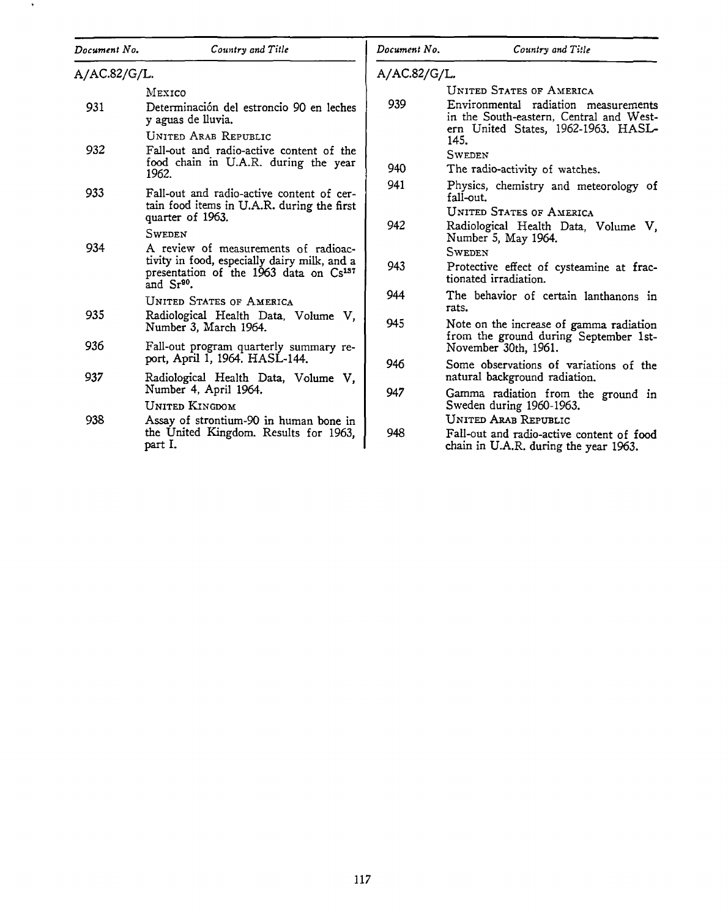| Document No. | Country and Title |
|---|---|
| A/AC.82/G/L. | |
| | MEXICO |
| 931 | Determinación del estroncio 90 en leches y aguas de lluvia. |
| | UNITED ARAB REPUBLIC |
| 932 | Fall-out and radio-active content of the food chain in U.A.R. during the year 1962. |
| 933 | Fall-out and radio-active content of certain food items in U.A.R. during the first quarter of 1963. |
| | SWEDEN |
| 934 | A review of measurements of radioactivity in food, especially dairy milk, and a presentation of the 1963 data on $Cs^{137}$ and $Sr^{90}$. |
| | UNITED STATES OF AMERICA |
| 935 | Radiological Health Data, Volume V, Number 3, March 1964. |
| 936 | Fall-out program quarterly summary report, April 1, 1964. HASL-144. |
| 937 | Radiological Health Data, Volume V, Number 4, April 1964. |
| | UNITED KINGDOM |
| 938 | Assay of strontium-90 in human bone in the United Kingdom. Results for 1963, part I. |
| | UNITED STATES OF AMERICA |
| 939 | Environmental radiation measurements in the South-eastern, Central and Western United States, 1962-1963. HASL-145. |
| | SWEDEN |
| 940 | The radio-activity of watches. |
| 941 | Physics, chemistry and meteorology of fall-out. |
| | UNITED STATES OF AMERICA |
| 942 | Radiological Health Data, Volume V, Number 5, May 1964. |
| | SWEDEN |
| 943 | Protective effect of cysteamine at fractionated irradiation. |
| 944 | The behavior of certain lanthanons in rats. |
| 945 | Note on the increase of gamma radiation from the ground during September 1st-November 30th, 1961. |
| 946 | Some observations of variations of the natural background radiation. |
| 947 | Gamma radiation from the ground in Sweden during 1960-1963. |
| | UNITED ARAB REPUBLIC |
| 948 | Fall-out and radio-active content of food chain in U.A.R. during the year 1963. |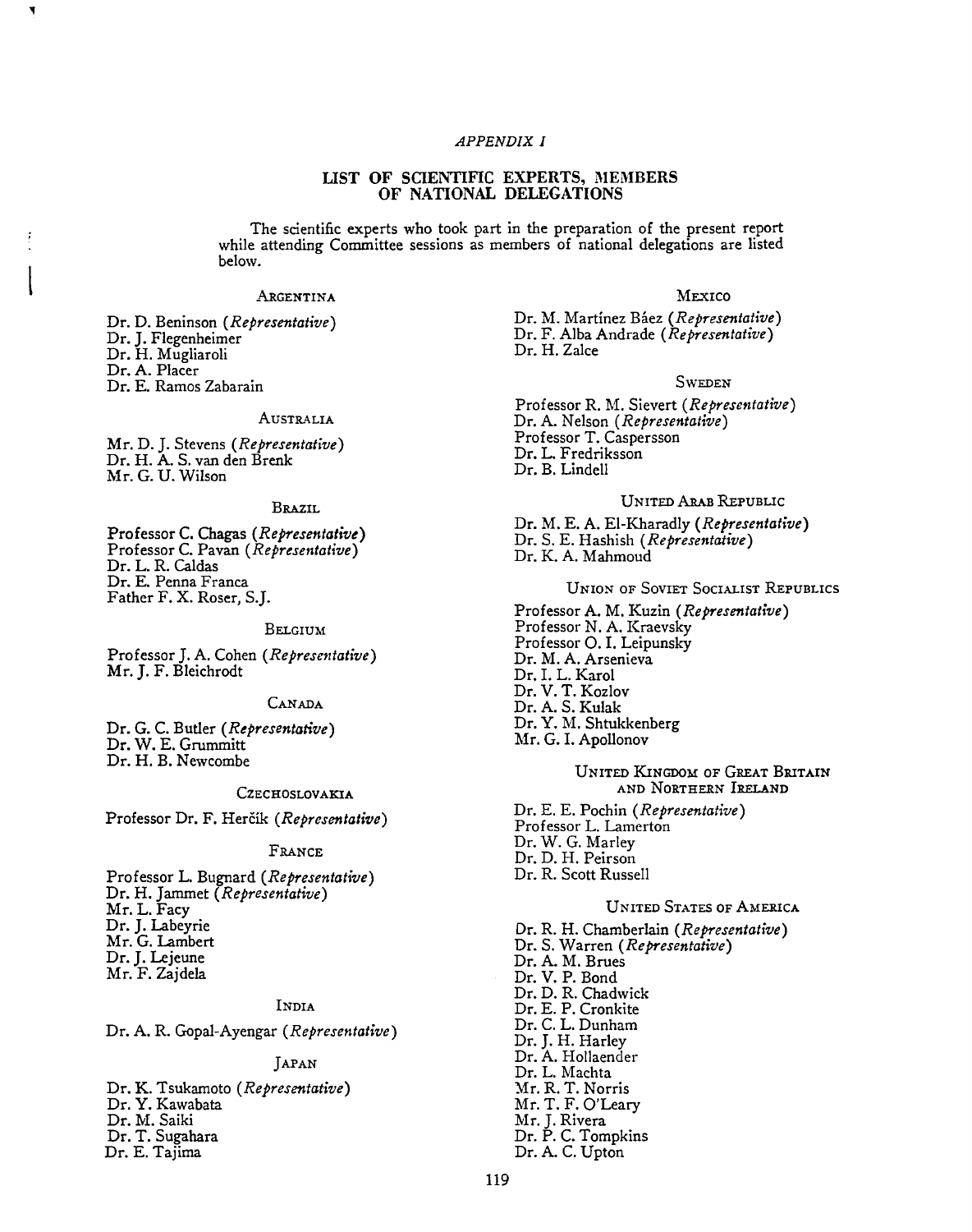*APPENDIX I*

## LIST OF SCIENTIFIC EXPERTS, MEMBERS OF NATIONAL DELEGATIONS

The scientific experts who took part in the preparation of the present report while attending Committee sessions as members of national delegations are listed below.

### Argentina

Dr. D. Beninson (*Representative*)
Dr. J. Flegenheimer
Dr. H. Mugliaroli
Dr. A. Placer
Dr. E. Ramos Zabarain

### Australia

Mr. D. J. Stevens (*Representative*)
Dr. H. A. S. van den Brenk
Mr. G. U. Wilson

### Brazil

Professor C. Chagas (*Representative*)
Professor C. Pavan (*Representative*)
Dr. L. R. Caldas
Dr. E. Penna Franca
Father F. X. Roser, S.J.

### Belgium

Professor J. A. Cohen (*Representative*)
Mr. J. F. Bleichrodt

### Canada

Dr. G. C. Butler (*Representative*)
Dr. W. E. Grummitt
Dr. H. B. Newcombe

### Czechoslovakia

Professor Dr. F. Herčík (*Representative*)

### France

Professor L. Bugnard (*Representative*)
Dr. H. Jammet (*Representative*)
Mr. L. Facy
Dr. J. Labeyrie
Mr. G. Lambert
Dr. J. Lejeune
Mr. F. Zajdela

### India

Dr. A. R. Gopal-Ayengar (*Representative*)

### Japan

Dr. K. Tsukamoto (*Representative*)
Dr. Y. Kawabata
Dr. M. Saiki
Dr. T. Sugahara
Dr. E. Tajima

### Mexico

Dr. M. Martínez Báez (*Representative*)
Dr. F. Alba Andrade (*Representative*)
Dr. H. Zalce

### Sweden

Professor R. M. Sievert (*Representative*)
Dr. A. Nelson (*Representative*)
Professor T. Caspersson
Dr. L. Fredriksson
Dr. B. Lindell

### United Arab Republic

Dr. M. E. A. El-Kharadly (*Representative*)
Dr. S. E. Hashish (*Representative*)
Dr. K. A. Mahmoud

### Union of Soviet Socialist Republics

Professor A. M. Kuzin (*Representative*)
Professor N. A. Kraevsky
Professor O. I. Leipunsky
Dr. M. A. Arsenieva
Dr. I. L. Karol
Dr. V. T. Kozlov
Dr. A. S. Kulak
Dr. Y. M. Shtukkenberg
Mr. G. I. Apollonov

### United Kingdom of Great Britain and Northern Ireland

Dr. E. E. Pochin (*Representative*)
Professor L. Lamerton
Dr. W. G. Marley
Dr. D. H. Peirson
Dr. R. Scott Russell

### United States of America

Dr. R. H. Chamberlain (*Representative*)
Dr. S. Warren (*Representative*)
Dr. A. M. Brues
Dr. V. P. Bond
Dr. D. R. Chadwick
Dr. E. P. Cronkite
Dr. C. L. Dunham
Dr. J. H. Harley
Dr. A. Hollaender
Dr. L. Machta
Mr. R. T. Norris
Mr. T. F. O'Leary
Mr. J. Rivera
Dr. P. C. Tompkins
Dr. A. C. Upton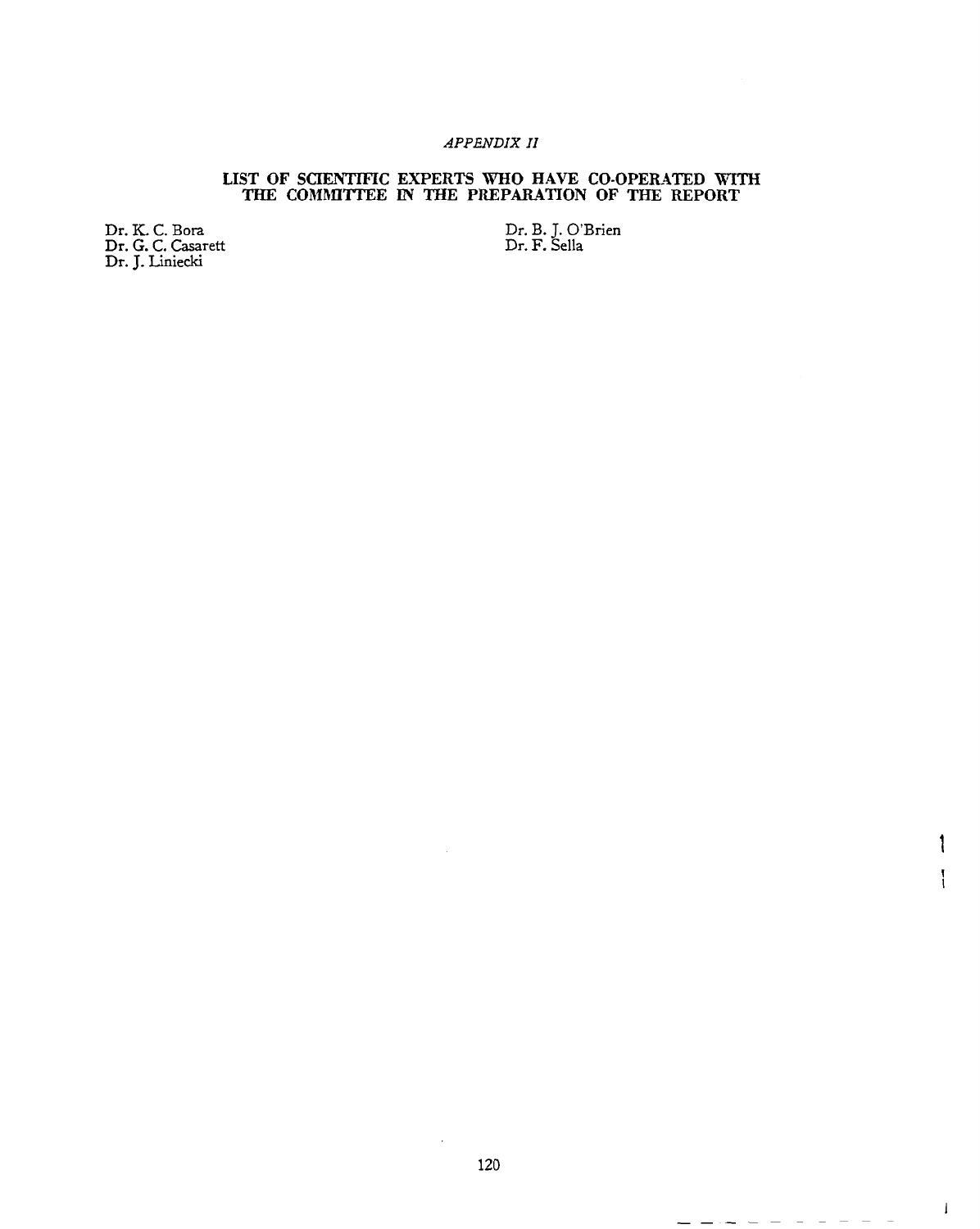*APPENDIX II*

## LIST OF SCIENTIFIC EXPERTS WHO HAVE CO-OPERATED WITH THE COMMITTEE IN THE PREPARATION OF THE REPORT

Dr. K. C. Bora
Dr. G. C. Casarett
Dr. J. Liniecki
Dr. B. J. O'Brien
Dr. F. Sella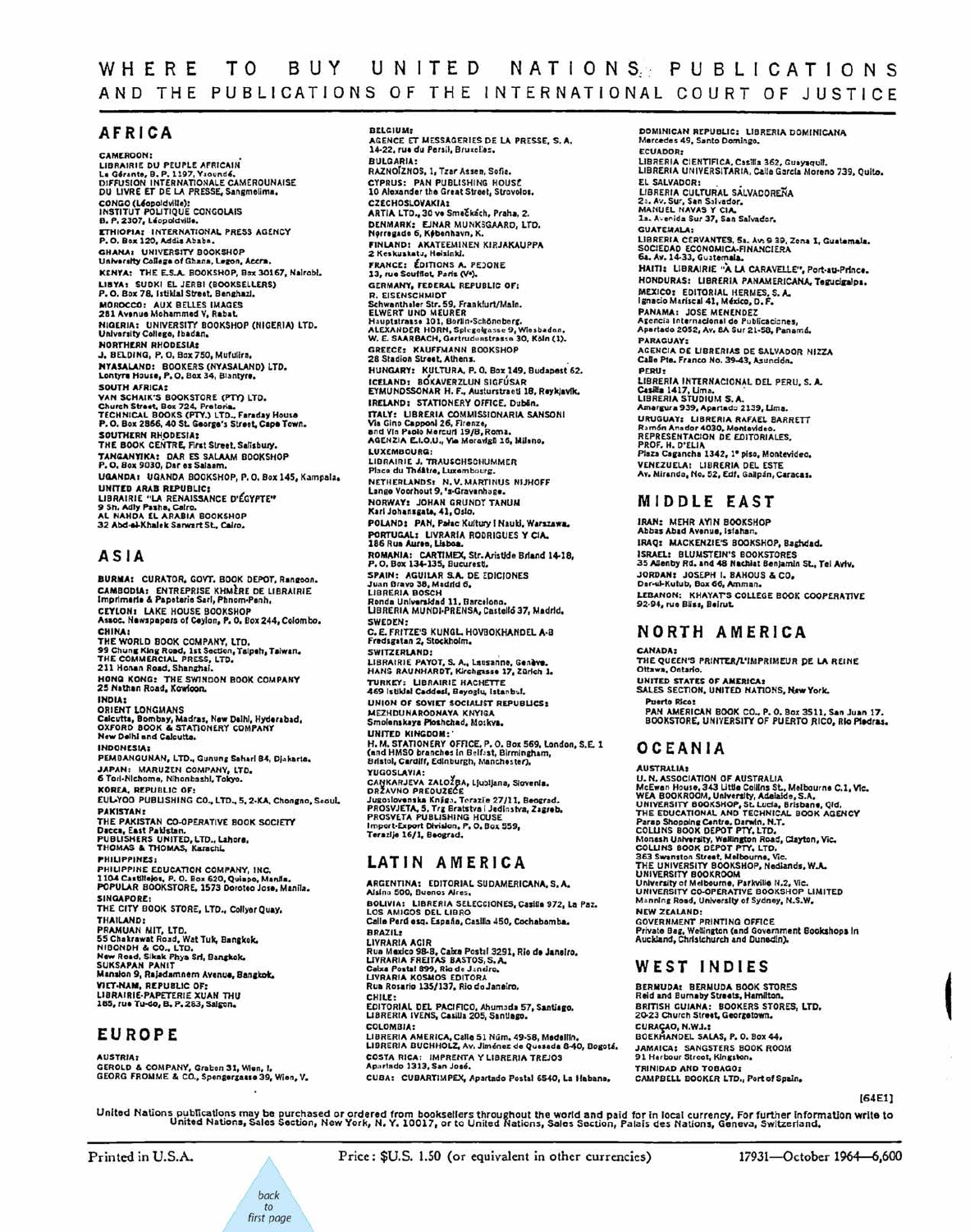# WHERE TO BUY UNITED NATIONS PUBLICATIONS AND THE PUBLICATIONS OF THE INTERNATIONAL COURT OF JUSTICE

## AFRICA

**CAMEROON:**
LIBRAIRIE DU PEUPLE AFRICAIN
La Gérante, B. P. 1197, Yaoundé.
DIFFUSION INTERNATIONALE CAMEROUNAISE DU LIVRE ET DE LA PRESSE, Sangmelima.

**CONGO (Léopoldville):**
INSTITUT POLITIQUE CONGOLAIS
B. P. 2307, Léopoldville.

**ETHIOPIA:** INTERNATIONAL PRESS AGENCY
P. O. Box 120, Addis Ababa.

**GHANA:** UNIVERSITY BOOKSHOP
University College of Ghana, Legon, Accra.

**KENYA:** THE E.S.A. BOOKSHOP, Box 30167, Nairobi.

**LIBYA:** SUDKI EL JERBI (BOOKSELLERS)
P. O. Box 78, Istiklal Street, Benghazi.

**MOROCCO:** AUX BELLES IMAGES
281 Avenue Mohammed V, Rabat.

**NIGERIA:** UNIVERSITY BOOKSHOP (NIGERIA) LTD.
University College, Ibadan.

**NORTHERN RHODESIA:**
J. BELDING, P. O. Box 750, Mufulira.

**NYASALAND:** BOOKERS (NYASALAND) LTD.
Lontyre House, P. O. Box 34, Blantyre.

**SOUTH AFRICA:**
VAN SCHAIK'S BOOKSTORE (PTY) LTD.
Church Street, Box 724, Pretoria.
TECHNICAL BOOKS (PTY.) LTD., Faraday House
P. O. Box 2866, 40 St. George's Street, Cape Town.

**SOUTHERN RHODESIA:**
THE BOOK CENTRE, First Street, Salisbury.

**TANGANYIKA:** DAR ES SALAAM BOOKSHOP
P. O. Box 9030, Dar es Salaam.

**UGANDA:** UGANDA BOOKSHOP, P. O. Box 145, Kampala.

**UNITED ARAB REPUBLIC:**
LIBRAIRIE "LA RENAISSANCE D'ÉGYPTE"
9 Sh. Adly Pasha, Cairo.
AL NAHDA EL ARABIA BOOKSHOP
32 Abd-el-Khalek Sarwart St., Cairo.

## ASIA

**BURMA:** CURATOR, GOVT. BOOK DEPOT, Rangoon.

**CAMBODIA:** ENTREPRISE KHMÈRE DE LIBRAIRIE
Imprimerie & Papeterie Sarl, Phnom-Penh.

**CEYLON:** LAKE HOUSE BOOKSHOP
Assoc. Newspapers of Ceylon, P. O. Box 244, Colombo.

**CHINA:**
THE WORLD BOOK COMPANY, LTD.
99 Chung King Road, 1st Section, Taipeh, Taiwan.
THE COMMERCIAL PRESS, LTD.
211 Honan Road, Shanghai.

**HONG KONG:** THE SWINDON BOOK COMPANY
25 Nathan Road, Kowloon.

**INDIA:**
ORIENT LONGMANS
Calcutta, Bombay, Madras, New Delhi, Hyderabad.
OXFORD BOOK & STATIONERY COMPANY
New Delhi and Calcutta.

**INDONESIA:**
PEMBANGUNAN, LTD., Gunung Sahari 84, Djakarta.

**JAPAN:** MARUZEN COMPANY, LTD.
6 Tori-Nichome, Nihonbashi, Tokyo.

**KOREA, REPUBLIC OF:**
EUL-YOO PUBLISHING CO., LTD., 5, 2-KA, Chongno, Seoul.

**PAKISTAN:**
THE PAKISTAN CO-OPERATIVE BOOK SOCIETY
Dacca, East Pakistan.
PUBLISHERS UNITED, LTD., Lahore.
THOMAS & THOMAS, Karachi.

**PHILIPPINES:**
PHILIPPINE EDUCATION COMPANY, INC.
1104 Castillejos, P. O. Box 620, Quiapo, Manila.
POPULAR BOOKSTORE, 1573 Doroteo Jose, Manila.

**SINGAPORE:**
THE CITY BOOK STORE, LTD., Collyer Quay.

**THAILAND:**
PRAMUAN MIT, LTD.
55 Chakrawat Road, Wat Tuk, Bangkok.
NIBONDH & CO., LTD.
New Road, Sikak Phya Sri, Bangkok.
SUKSAPAN PANIT
Mansion 9, Rajadamnern Avenue, Bangkok.

**VIET-NAM, REPUBLIC OF:**
LIBRAIRIE-PAPETERIE XUAN THU
185, rue Tu-do, B. P. 283, Saigon.

## EUROPE

**AUSTRIA:**
GEROLD & COMPANY, Graben 31, Wien, 1.
GEORG FROMME & CO., Spengergasse 39, Wien, V.

**BELGIUM:**
AGENCE ET MESSAGERIES DE LA PRESSE, S. A.
14-22, rue du Persil, Bruxelles.

**BULGARIA:**
RAZNOÏZNOS, 1, Tzar Assen, Sofia.

**CYPRUS:** PAN PUBLISHING HOUSE
10 Alexander the Great Street, Strovolos.

**CZECHOSLOVAKIA:**
ARTIA LTD., 30 ve Smečkách, Praha, 2.

**DENMARK:** EJNAR MUNKSGAARD, LTD.
Nørregade 6, København, K.

**FINLAND:** AKATEEMINEN KIRJAKAUPPA
2 Keskuskatu, Helsinki.

**FRANCE:** ÉDITIONS A. PEDONE
13, rue Soufflot, Paris (V^e^).

**GERMANY, FEDERAL REPUBLIC OF:**
R. EISENSCHMIDT
Schwanthaler Str. 59, Frankfurt/Main.
ELWERT UND MEURER
Hauptstrasse 101, Berlin-Schöneberg.
ALEXANDER HORN, Spiegelgasse 9, Wiesbaden.
W. E. SAARBACH, Gertrudenstrasse 30, Köln (1).

**GREECE:** KAUFFMANN BOOKSHOP
28 Stadion Street, Athens.

**HUNGARY:** KULTURA, P. O. Box 149, Budapest 62.

**ICELAND:** BÓKAVERZLUN SIGFÚSAR
EYMUNDSSONAR H. F., Austurstraeti 18, Reykjavik.

**IRELAND:** STATIONERY OFFICE, Dublin.

**ITALY:** LIBRERIA COMMISSIONARIA SANSONI
Via Gino Capponi 26, Firenze,
and Via Paolo Mercuri 19/B, Roma.
AGENZIA E.I.O.U., Via Meravigli 16, Milano.

**LUXEMBOURG:**
LIBRAIRIE J. TRAUSCHSCHUMMER
Place du Théâtre, Luxembourg.

**NETHERLANDS:** N. V. MARTINUS NIJHOFF
Lange Voorhout 9, 's-Gravenhage.

**NORWAY:** JOHAN GRUNDT TANUM
Karl Johansgate, 41, Oslo.

**POLAND:** PAN, Pałac Kultury i Nauki, Warszawa.

**PORTUGAL:** LIVRARIA RODRIGUES Y CIA.
186 Rua Aurea, Lisboa.

**ROMANIA:** CARTIMEX, Str. Aristide Briand 14-18,
P. O. Box 134-135, Bucuresti.

**SPAIN:** AGUILAR S.A. DE EDICIONES
Juan Bravo 38, Madrid 6.
LIBRERIA BOSCH
Ronda Universidad 11, Barcelona.
LIBRERIA MUNDI-PRENSA, Castelló 37, Madrid.

**SWEDEN:**
C. E. FRITZE'S KUNGL. HOVBOKHANDEL A-B
Fredsgatan 2, Stockholm.

**SWITZERLAND:**
LIBRAIRIE PAYOT, S. A., Lausanne, Genève.
HANS RAUNHARDT, Kirchgasse 17, Zürich 1.

**TURKEY:** LIBRAIRIE HACHETTE
469 Istiklal Caddesi, Beyoglu, Istanbul.

**UNION OF SOVIET SOCIALIST REPUBLICS:**
MEZHDUNARODNAYA KNYIGA
Smolenskaya Ploshchad, Moskva.

**UNITED KINGDOM:**
H. M. STATIONERY OFFICE, P. O. Box 569, London, S.E. 1
(and HMSO branches in Belfast, Birmingham, Bristol, Cardiff, Edinburgh, Manchester).

**YUGOSLAVIA:**
CANKARJEVA ZALOŽBA, Ljubljana, Slovenia.
DRŽAVNO PREDUZEĆE
Jugoslovenska Knjiga, Terazije 27/11, Beograd.
PROSVJETA, 5, Trg Bratstva i Jedinstva, Zagreb.
PROSVETA PUBLISHING HOUSE
Import-Export Division, P. O. Box 559,
Terazije 16/1, Beograd.

## LATIN AMERICA

**ARGENTINA:** EDITORIAL SUDAMERICANA, S. A.
Alsina 500, Buenos Aires.

**BOLIVIA:** LIBRERIA SELECCIONES, Casilla 972, La Paz.
LOS AMIGOS DEL LIBRO
Calle Perú esq. España, Casilla 450, Cochabamba.

**BRAZIL:**
LIVRARIA AGIR
Rua Mexico 98-B, Caixa Postal 3291, Rio de Janeiro.
LIVRARIA FREITAS BASTOS, S. A.
Caixa Postal 899, Rio de Janeiro.
LIVRARIA KOSMOS EDITORA
Rua Rosario 135/137, Rio de Janeiro.

**CHILE:**
EDITORIAL DEL PACIFICO, Ahumada 57, Santiago.
LIBRERIA IVENS, Casilla 205, Santiago.

**COLOMBIA:**
LIBRERIA AMERICA, Calle 51 Núm. 49-58, Medellín.
LIBRERIA BUCHHOLZ, Av. Jiménez de Quesada 8-40, Bogotá.

**COSTA RICA:** IMPRENTA Y LIBRERIA TREJOS
Apartado 1313, San José.

**CUBA:** CUBARTIMPEX, Apartado Postal 6540, La Habana.

**DOMINICAN REPUBLIC:** LIBRERIA DOMINICANA
Mercedes 49, Santo Domingo.

**ECUADOR:**
LIBRERIA CIENTIFICA, Casilla 362, Guayaquil.
LIBRERIA UNIVERSITARIA, Calle García Moreno 739, Quito.

**EL SALVADOR:**
LIBRERIA CULTURAL SALVADOREÑA
2a. Av. Sur, San Salvador.
MANUEL NAVAS Y CIA.
1a. Avenida Sur 37, San Salvador.

**GUATEMALA:**
LIBRERIA CERVANTES, 5a. Av. 9 39, Zona 1, Guatemala.
SOCIEDAD ECONOMICA-FINANCIERA
6a. Av. 14-33, Guatemala.

**HAITI:** LIBRAIRIE "À LA CARAVELLE", Port-au-Prince.

**HONDURAS:** LIBRERIA PANAMERICANA, Tegucigalpa.

**MEXICO:** EDITORIAL HERMES, S. A.
Ignacio Mariscal 41, México, D. F.

**PANAMA:** JOSE MENENDEZ
Agencia Internacional de Publicaciones,
Apartado 2052, Av. 8A Sur 21-58, Panamá.

**PARAGUAY:**
AGENCIA DE LIBRERIAS DE SALVADOR NIZZA
Calle Pte. Franco No. 39-43, Asunción.

**PERU:**
LIBRERIA INTERNACIONAL DEL PERU, S. A.
Casilla 1417, Lima.
LIBRERIA STUDIUM S. A.
Amargura 939, Apartado 2139, Lima.

**URUGUAY:** LIBRERIA RAFAEL BARRETT
Ramón Anador 4030, Montevideo.
REPRESENTACION DE EDITORIALES,
PROF. H. D'ELIA
Plaza Cagancha 1342, 1° piso, Montevideo.

**VENEZUELA:** LIBRERIA DEL ESTE
Av. Miranda, No. 52, Edf. Galipán, Caracas.

## MIDDLE EAST

**IRAN:** MEHR AYIN BOOKSHOP
Abbas Abad Avenue, Isfahan.

**IRAQ:** MACKENZIE'S BOOKSHOP, Baghdad.

**ISRAEL:** BLUMSTEIN'S BOOKSTORES
35 Allenby Rd. and 48 Nachlat Benjamin St., Tel Aviv.

**JORDAN:** JOSEPH I. BAHOUS & CO.,
Dar-ul-Kutub, Box 66, Amman.

**LEBANON:** KHAYAT'S COLLEGE BOOK COOPERATIVE
92-94, rue Bliss, Beirut.

## NORTH AMERICA

**CANADA:**
THE QUEEN'S PRINTER/L'IMPRIMEUR DE LA REINE
Ottawa, Ontario.

**UNITED STATES OF AMERICA:**
SALES SECTION, UNITED NATIONS, New York.

**Puerto Rico:**
PAN AMERICAN BOOK CO., P. O. Box 3511, San Juan 17.
BOOKSTORE, UNIVERSITY OF PUERTO RICO, Río Piedras.

## OCEANIA

**AUSTRALIA:**
U. N. ASSOCIATION OF AUSTRALIA
McEwan House, 343 Little Collins St., Melbourne C.1, Vic.
WEA BOOKROOM, University, Adelaide, S.A.
UNIVERSITY BOOKSHOP, St. Lucia, Brisbane, Qld.
THE EDUCATIONAL AND TECHNICAL BOOK AGENCY
Parap Shopping Centre, Darwin, N.T.
COLLINS BOOK DEPOT PTY. LTD.
Monash University, Wellington Road, Clayton, Vic.
COLLINS BOOK DEPOT PTY. LTD.
363 Swanston Street, Melbourne, Vic.
THE UNIVERSITY BOOKSHOP, Nedlands, W.A.
UNIVERSITY BOOKROOM
University of Melbourne, Parkville N.2, Vic.
UNIVERSITY CO-OPERATIVE BOOKSHOP LIMITED
Manning Road, University of Sydney, N.S.W.

**NEW ZEALAND:**
GOVERNMENT PRINTING OFFICE
Private Bag, Wellington (and Government Bookshops in Auckland, Christchurch and Dunedin).

## WEST INDIES

**BERMUDA:** BERMUDA BOOK STORES
Reid and Burnaby Streets, Hamilton.

**BRITISH GUIANA:** BOOKERS STORES, LTD.
20-23 Church Street, Georgetown.

**CURAÇAO, N.W.I.:**
BOEKHANDEL SALAS, P. O. Box 44.

**JAMAICA:** SANGSTERS BOOK ROOM
91 Harbour Street, Kingston.

**TRINIDAD AND TOBAGO:**
CAMPBELL BOOKER LTD., Port of Spain.

[64E1]

United Nations publications may be purchased or ordered from booksellers throughout the world and paid for in local currency. For further information write to United Nations, Sales Section, New York, N. Y. 10017, or to United Nations, Sales Section, Palais des Nations, Geneva, Switzerland.

Printed in U.S.A. — Price: $U.S. 1.50 (or equivalent in other currencies) — 17931—October 1964—6,600

back to first page